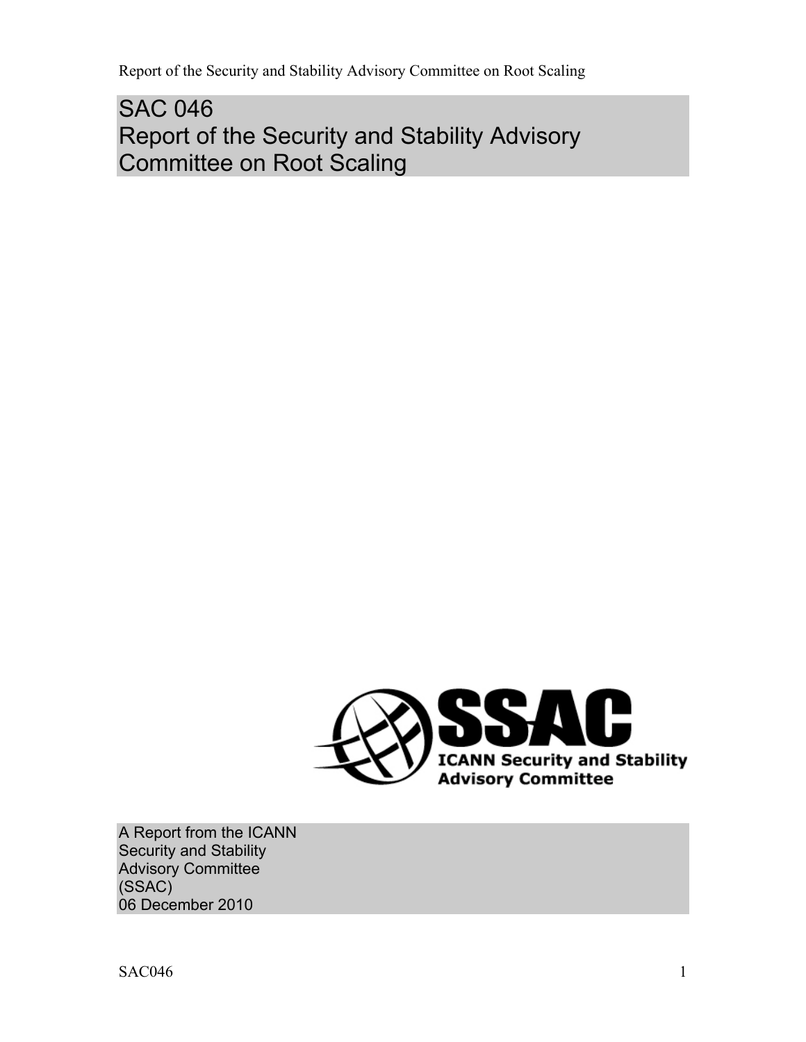# SAC 046
# Report of the Security and Stability Advisory Committee on Root Scaling

SSAC
ICANN Security and Stability Advisory Committee

A Report from the ICANN
Security and Stability
Advisory Committee
(SSAC)
06 December 2010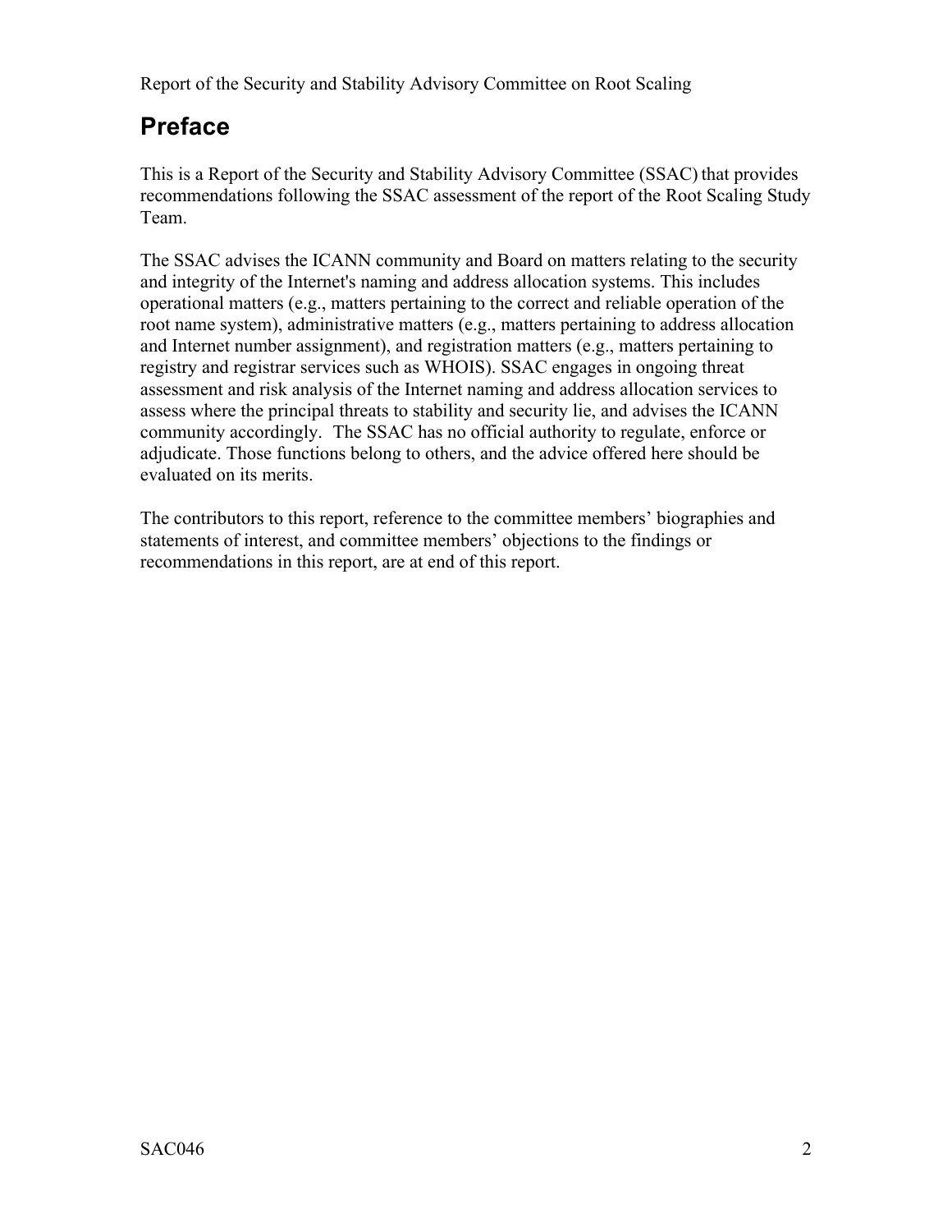# Preface

This is a Report of the Security and Stability Advisory Committee (SSAC) that provides recommendations following the SSAC assessment of the report of the Root Scaling Study Team.

The SSAC advises the ICANN community and Board on matters relating to the security and integrity of the Internet's naming and address allocation systems. This includes operational matters (e.g., matters pertaining to the correct and reliable operation of the root name system), administrative matters (e.g., matters pertaining to address allocation and Internet number assignment), and registration matters (e.g., matters pertaining to registry and registrar services such as WHOIS). SSAC engages in ongoing threat assessment and risk analysis of the Internet naming and address allocation services to assess where the principal threats to stability and security lie, and advises the ICANN community accordingly. The SSAC has no official authority to regulate, enforce or adjudicate. Those functions belong to others, and the advice offered here should be evaluated on its merits.

The contributors to this report, reference to the committee members' biographies and statements of interest, and committee members' objections to the findings or recommendations in this report, are at end of this report.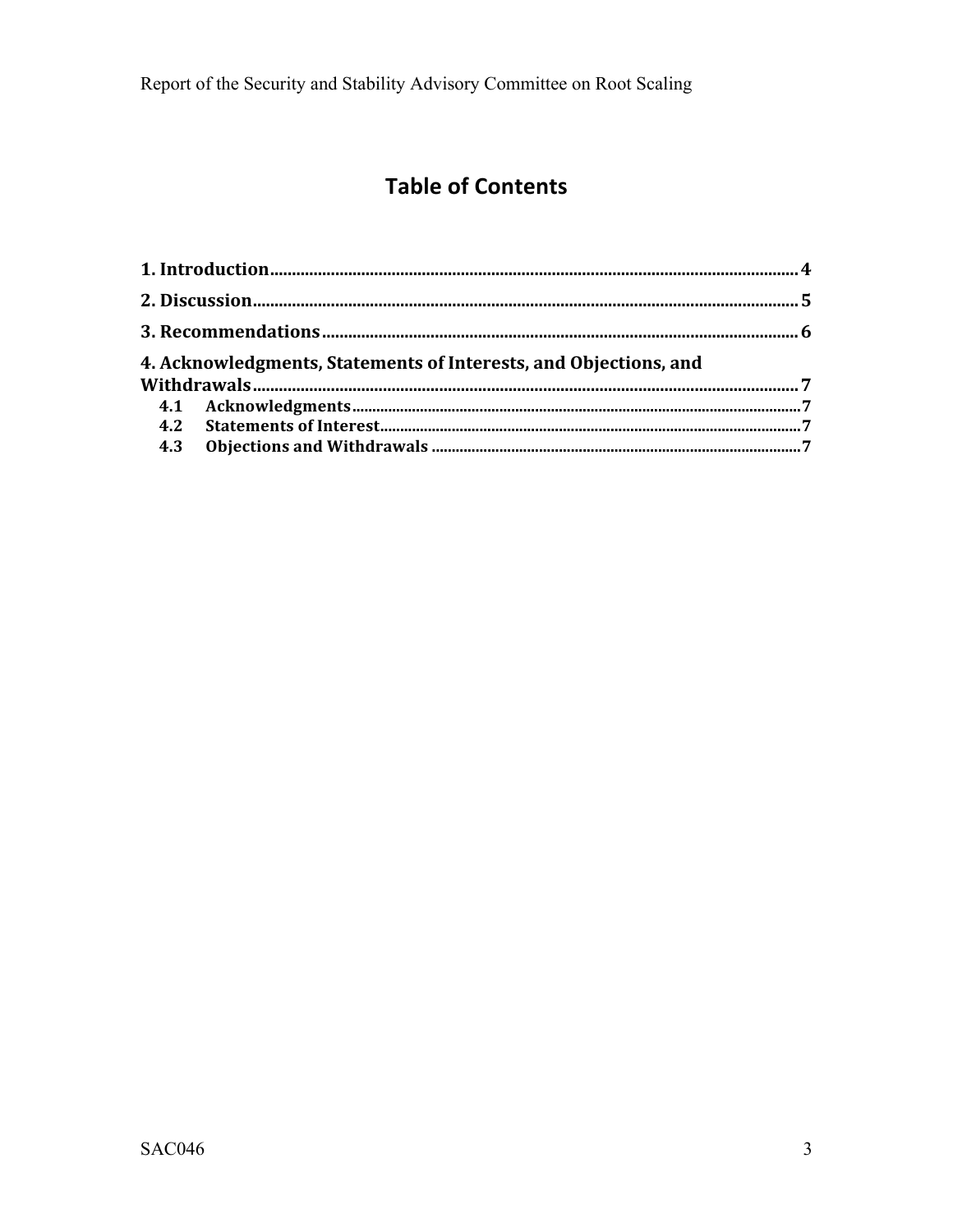# Table of Contents

1. Introduction .......... 4
2. Discussion .......... 5
3. Recommendations .......... 6
4. Acknowledgments, Statements of Interests, and Objections, and Withdrawals .......... 7
   - 4.1 Acknowledgments .......... 7
   - 4.2 Statements of Interest .......... 7
   - 4.3 Objections and Withdrawals .......... 7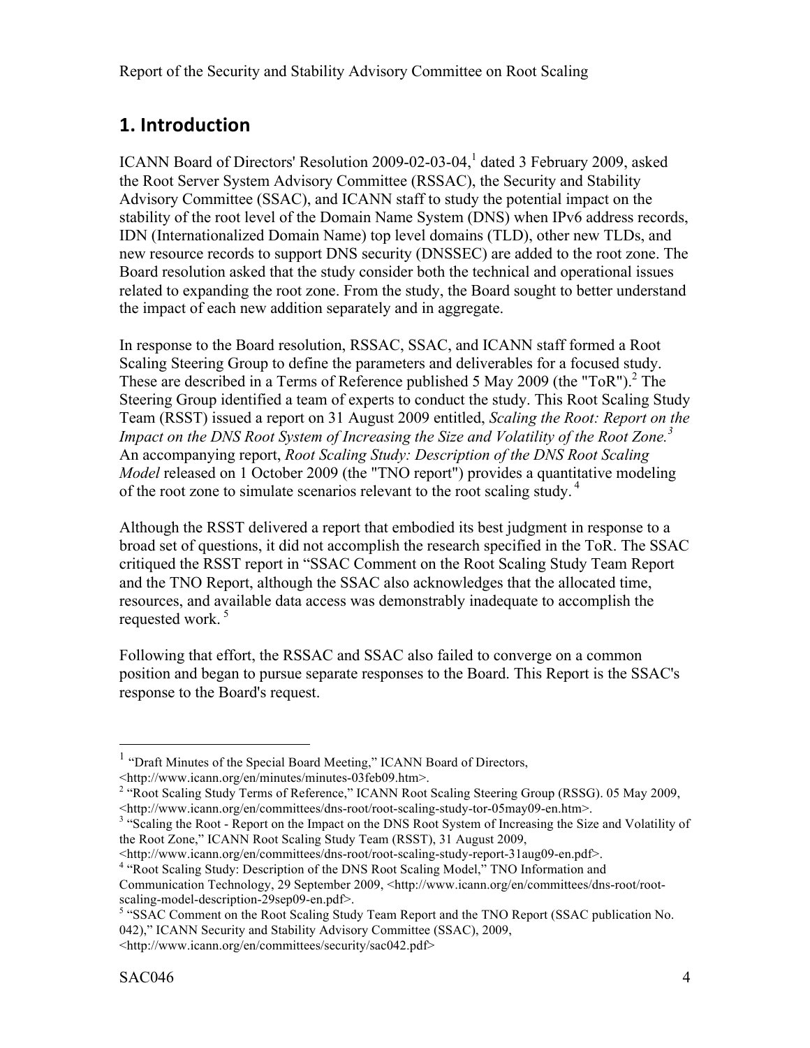## 1. Introduction

ICANN Board of Directors' Resolution 2009-02-03-04,[1] dated 3 February 2009, asked the Root Server System Advisory Committee (RSSAC), the Security and Stability Advisory Committee (SSAC), and ICANN staff to study the potential impact on the stability of the root level of the Domain Name System (DNS) when IPv6 address records, IDN (Internationalized Domain Name) top level domains (TLD), other new TLDs, and new resource records to support DNS security (DNSSEC) are added to the root zone. The Board resolution asked that the study consider both the technical and operational issues related to expanding the root zone. From the study, the Board sought to better understand the impact of each new addition separately and in aggregate.

In response to the Board resolution, RSSAC, SSAC, and ICANN staff formed a Root Scaling Steering Group to define the parameters and deliverables for a focused study. These are described in a Terms of Reference published 5 May 2009 (the "ToR").[2] The Steering Group identified a team of experts to conduct the study. This Root Scaling Study Team (RSST) issued a report on 31 August 2009 entitled, *Scaling the Root: Report on the Impact on the DNS Root System of Increasing the Size and Volatility of the Root Zone.*[3] An accompanying report, *Root Scaling Study: Description of the DNS Root Scaling Model* released on 1 October 2009 (the "TNO report") provides a quantitative modeling of the root zone to simulate scenarios relevant to the root scaling study.[4]

Although the RSST delivered a report that embodied its best judgment in response to a broad set of questions, it did not accomplish the research specified in the ToR. The SSAC critiqued the RSST report in "SSAC Comment on the Root Scaling Study Team Report and the TNO Report, although the SSAC also acknowledges that the allocated time, resources, and available data access was demonstrably inadequate to accomplish the requested work.[5]

Following that effort, the RSSAC and SSAC also failed to converge on a common position and began to pursue separate responses to the Board. This Report is the SSAC's response to the Board's request.

---

[1] "Draft Minutes of the Special Board Meeting," ICANN Board of Directors, <http://www.icann.org/en/minutes/minutes-03feb09.htm>.

[2] "Root Scaling Study Terms of Reference," ICANN Root Scaling Steering Group (RSSG). 05 May 2009, <http://www.icann.org/en/committees/dns-root/root-scaling-study-tor-05may09-en.htm>.

[3] "Scaling the Root - Report on the Impact on the DNS Root System of Increasing the Size and Volatility of the Root Zone," ICANN Root Scaling Study Team (RSST), 31 August 2009, <http://www.icann.org/en/committees/dns-root/root-scaling-study-report-31aug09-en.pdf>.

[4] "Root Scaling Study: Description of the DNS Root Scaling Model," TNO Information and Communication Technology, 29 September 2009, <http://www.icann.org/en/committees/dns-root/root-scaling-model-description-29sep09-en.pdf>.

[5] "SSAC Comment on the Root Scaling Study Team Report and the TNO Report (SSAC publication No. 042)," ICANN Security and Stability Advisory Committee (SSAC), 2009, <http://www.icann.org/en/committees/security/sac042.pdf>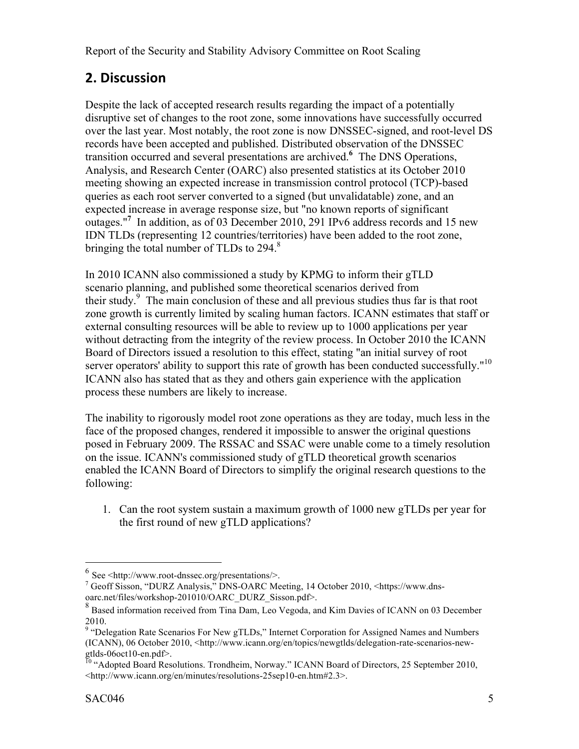## 2. Discussion

Despite the lack of accepted research results regarding the impact of a potentially disruptive set of changes to the root zone, some innovations have successfully occurred over the last year. Most notably, the root zone is now DNSSEC-signed, and root-level DS records have been accepted and published. Distributed observation of the DNSSEC transition occurred and several presentations are archived.[6] The DNS Operations, Analysis, and Research Center (OARC) also presented statistics at its October 2010 meeting showing an expected increase in transmission control protocol (TCP)-based queries as each root server converted to a signed (but unvalidatable) zone, and an expected increase in average response size, but "no known reports of significant outages."[7] In addition, as of 03 December 2010, 291 IPv6 address records and 15 new IDN TLDs (representing 12 countries/territories) have been added to the root zone, bringing the total number of TLDs to 294.[8]

In 2010 ICANN also commissioned a study by KPMG to inform their gTLD scenario planning, and published some theoretical scenarios derived from their study.[9] The main conclusion of these and all previous studies thus far is that root zone growth is currently limited by scaling human factors. ICANN estimates that staff or external consulting resources will be able to review up to 1000 applications per year without detracting from the integrity of the review process. In October 2010 the ICANN Board of Directors issued a resolution to this effect, stating "an initial survey of root server operators' ability to support this rate of growth has been conducted successfully."[10] ICANN also has stated that as they and others gain experience with the application process these numbers are likely to increase.

The inability to rigorously model root zone operations as they are today, much less in the face of the proposed changes, rendered it impossible to answer the original questions posed in February 2009. The RSSAC and SSAC were unable come to a timely resolution on the issue. ICANN's commissioned study of gTLD theoretical growth scenarios enabled the ICANN Board of Directors to simplify the original research questions to the following:

1. Can the root system sustain a maximum growth of 1000 new gTLDs per year for the first round of new gTLD applications?

---

[6] See <http://www.root-dnssec.org/presentations/>.

[7] Geoff Sisson, "DURZ Analysis," DNS-OARC Meeting, 14 October 2010, <https://www.dns-oarc.net/files/workshop-201010/OARC_DURZ_Sisson.pdf>.

[8] Based information received from Tina Dam, Leo Vegoda, and Kim Davies of ICANN on 03 December 2010.

[9] "Delegation Rate Scenarios For New gTLDs," Internet Corporation for Assigned Names and Numbers (ICANN), 06 October 2010, <http://www.icann.org/en/topics/newgtlds/delegation-rate-scenarios-new-gtlds-06oct10-en.pdf>.

[10] "Adopted Board Resolutions. Trondheim, Norway." ICANN Board of Directors, 25 September 2010, <http://www.icann.org/en/minutes/resolutions-25sep10-en.htm#2.3>.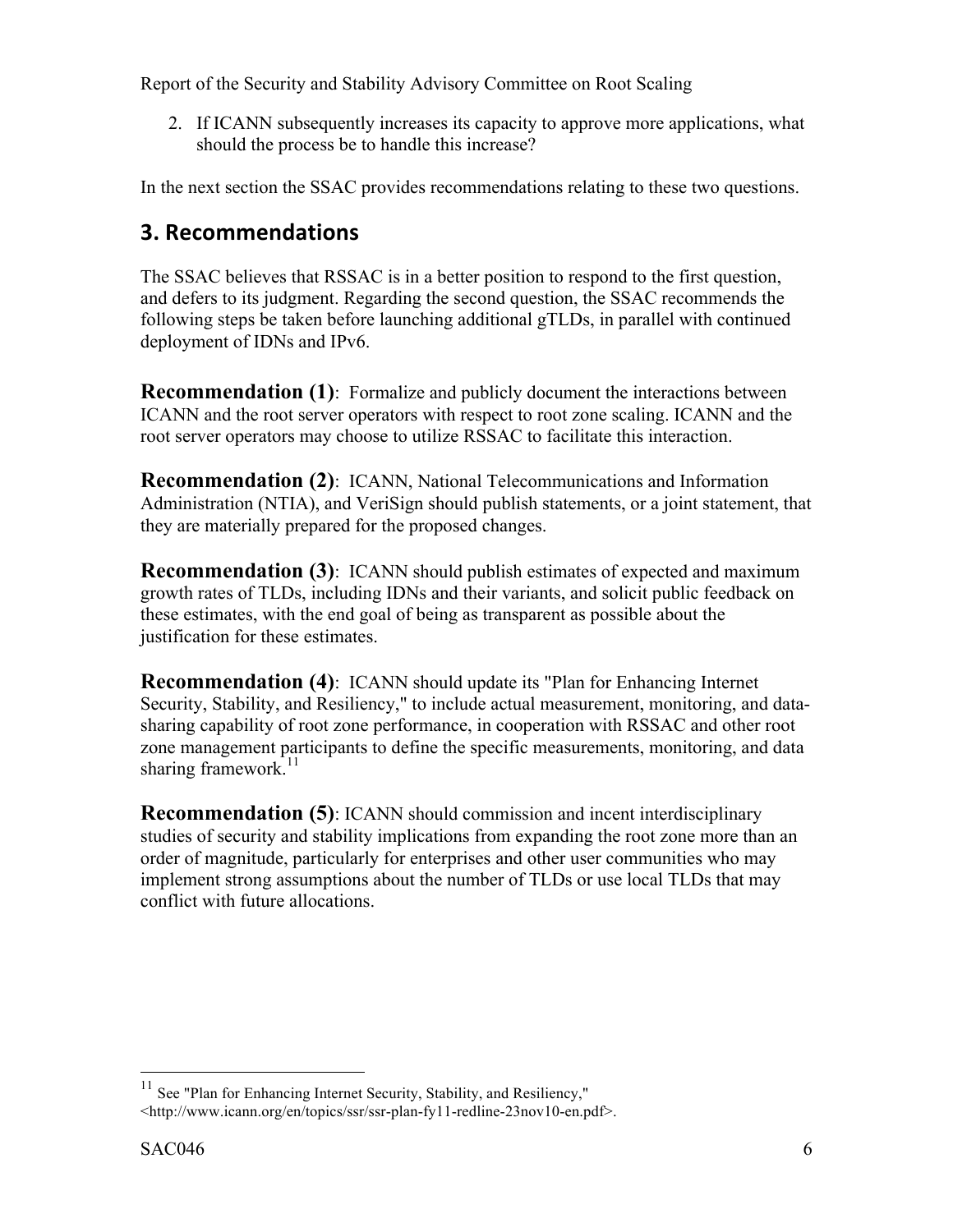2. If ICANN subsequently increases its capacity to approve more applications, what should the process be to handle this increase?

In the next section the SSAC provides recommendations relating to these two questions.

## 3. Recommendations

The SSAC believes that RSSAC is in a better position to respond to the first question, and defers to its judgment. Regarding the second question, the SSAC recommends the following steps be taken before launching additional gTLDs, in parallel with continued deployment of IDNs and IPv6.

**Recommendation (1)**: Formalize and publicly document the interactions between ICANN and the root server operators with respect to root zone scaling. ICANN and the root server operators may choose to utilize RSSAC to facilitate this interaction.

**Recommendation (2)**: ICANN, National Telecommunications and Information Administration (NTIA), and VeriSign should publish statements, or a joint statement, that they are materially prepared for the proposed changes.

**Recommendation (3)**: ICANN should publish estimates of expected and maximum growth rates of TLDs, including IDNs and their variants, and solicit public feedback on these estimates, with the end goal of being as transparent as possible about the justification for these estimates.

**Recommendation (4)**: ICANN should update its "Plan for Enhancing Internet Security, Stability, and Resiliency," to include actual measurement, monitoring, and data-sharing capability of root zone performance, in cooperation with RSSAC and other root zone management participants to define the specific measurements, monitoring, and data sharing framework.[11]

**Recommendation (5)**: ICANN should commission and incent interdisciplinary studies of security and stability implications from expanding the root zone more than an order of magnitude, particularly for enterprises and other user communities who may implement strong assumptions about the number of TLDs or use local TLDs that may conflict with future allocations.

---

[11] See "Plan for Enhancing Internet Security, Stability, and Resiliency," <http://www.icann.org/en/topics/ssr/ssr-plan-fy11-redline-23nov10-en.pdf>.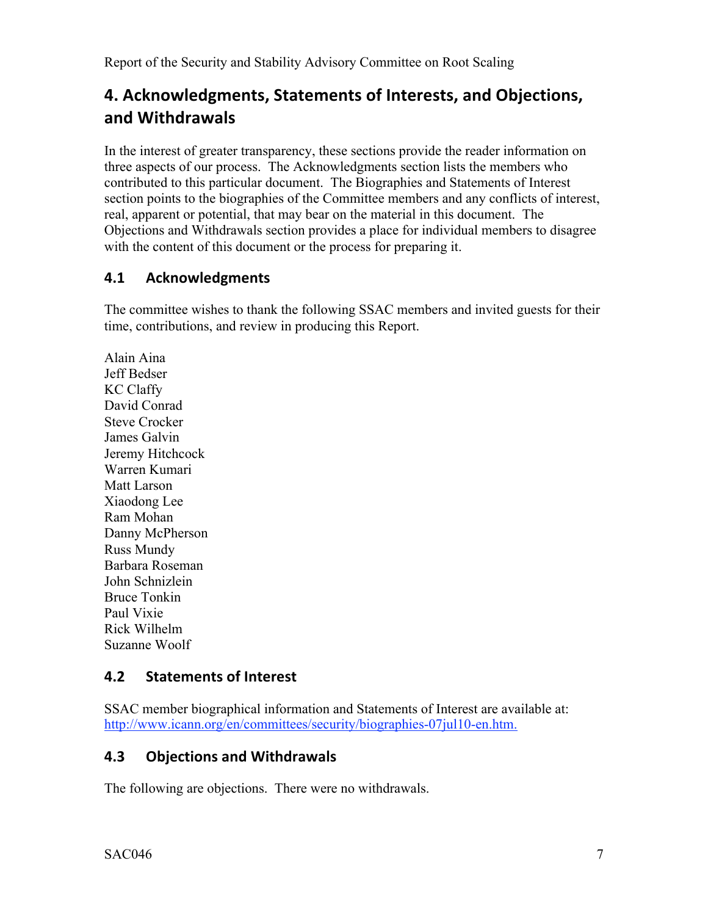## 4. Acknowledgments, Statements of Interests, and Objections, and Withdrawals

In the interest of greater transparency, these sections provide the reader information on three aspects of our process. The Acknowledgments section lists the members who contributed to this particular document. The Biographies and Statements of Interest section points to the biographies of the Committee members and any conflicts of interest, real, apparent or potential, that may bear on the material in this document. The Objections and Withdrawals section provides a place for individual members to disagree with the content of this document or the process for preparing it.

### 4.1 Acknowledgments

The committee wishes to thank the following SSAC members and invited guests for their time, contributions, and review in producing this Report.

Alain Aina
Jeff Bedser
KC Claffy
David Conrad
Steve Crocker
James Galvin
Jeremy Hitchcock
Warren Kumari
Matt Larson
Xiaodong Lee
Ram Mohan
Danny McPherson
Russ Mundy
Barbara Roseman
John Schnizlein
Bruce Tonkin
Paul Vixie
Rick Wilhelm
Suzanne Woolf

### 4.2 Statements of Interest

SSAC member biographical information and Statements of Interest are available at: http://www.icann.org/en/committees/security/biographies-07jul10-en.htm.

### 4.3 Objections and Withdrawals

The following are objections. There were no withdrawals.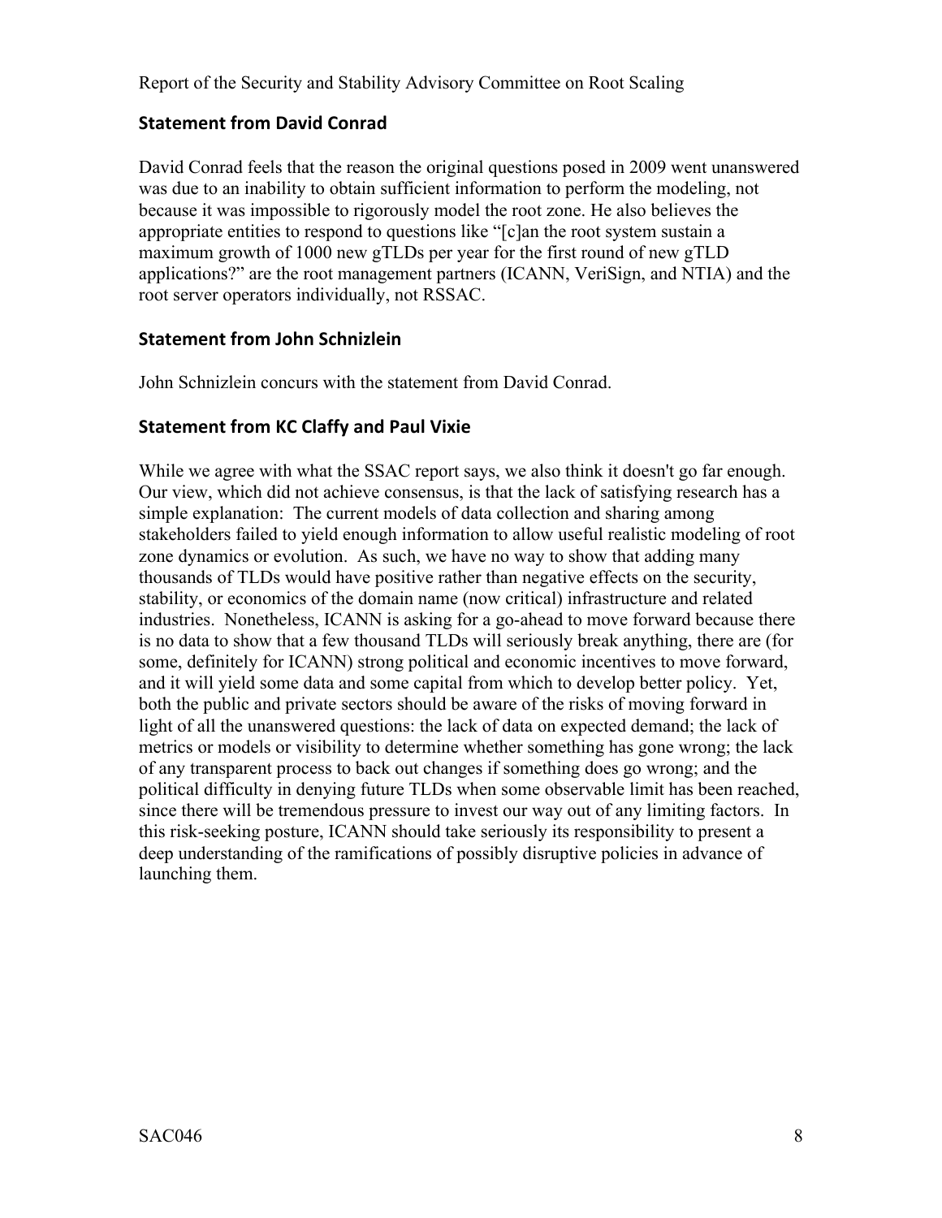## Statement from David Conrad

David Conrad feels that the reason the original questions posed in 2009 went unanswered was due to an inability to obtain sufficient information to perform the modeling, not because it was impossible to rigorously model the root zone. He also believes the appropriate entities to respond to questions like "[c]an the root system sustain a maximum growth of 1000 new gTLDs per year for the first round of new gTLD applications?" are the root management partners (ICANN, VeriSign, and NTIA) and the root server operators individually, not RSSAC.

## Statement from John Schnizlein

John Schnizlein concurs with the statement from David Conrad.

## Statement from KC Claffy and Paul Vixie

While we agree with what the SSAC report says, we also think it doesn't go far enough. Our view, which did not achieve consensus, is that the lack of satisfying research has a simple explanation: The current models of data collection and sharing among stakeholders failed to yield enough information to allow useful realistic modeling of root zone dynamics or evolution. As such, we have no way to show that adding many thousands of TLDs would have positive rather than negative effects on the security, stability, or economics of the domain name (now critical) infrastructure and related industries. Nonetheless, ICANN is asking for a go-ahead to move forward because there is no data to show that a few thousand TLDs will seriously break anything, there are (for some, definitely for ICANN) strong political and economic incentives to move forward, and it will yield some data and some capital from which to develop better policy. Yet, both the public and private sectors should be aware of the risks of moving forward in light of all the unanswered questions: the lack of data on expected demand; the lack of metrics or models or visibility to determine whether something has gone wrong; the lack of any transparent process to back out changes if something does go wrong; and the political difficulty in denying future TLDs when some observable limit has been reached, since there will be tremendous pressure to invest our way out of any limiting factors. In this risk-seeking posture, ICANN should take seriously its responsibility to present a deep understanding of the ramifications of possibly disruptive policies in advance of launching them.